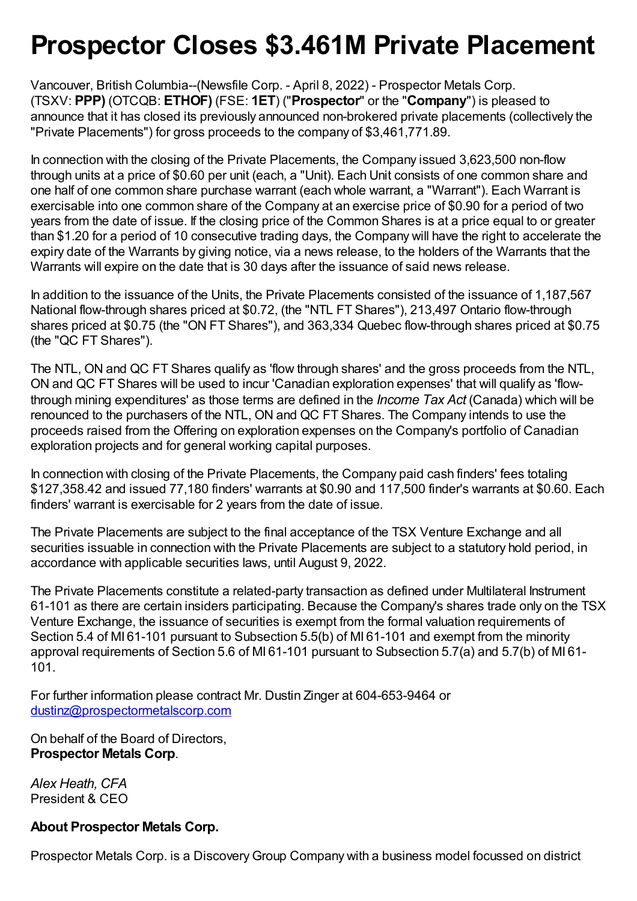# Prospector Closes $3.461M Private Placement

Vancouver, British Columbia--(Newsfile Corp. - April 8, 2022) - Prospector Metals Corp. (TSXV: **PPP)** (OTCQB: **ETHOF)** (FSE: **1ET**) ("**Prospector**" or the "**Company**") is pleased to announce that it has closed its previously announced non-brokered private placements (collectively the "Private Placements") for gross proceeds to the company of $3,461,771.89.

In connection with the closing of the Private Placements, the Company issued 3,623,500 non-flow through units at a price of $0.60 per unit (each, a "Unit). Each Unit consists of one common share and one half of one common share purchase warrant (each whole warrant, a "Warrant"). Each Warrant is exercisable into one common share of the Company at an exercise price of $0.90 for a period of two years from the date of issue. If the closing price of the Common Shares is at a price equal to or greater than $1.20 for a period of 10 consecutive trading days, the Company will have the right to accelerate the expiry date of the Warrants by giving notice, via a news release, to the holders of the Warrants that the Warrants will expire on the date that is 30 days after the issuance of said news release.

In addition to the issuance of the Units, the Private Placements consisted of the issuance of 1,187,567 National flow-through shares priced at $0.72, (the "NTL FT Shares"), 213,497 Ontario flow-through shares priced at $0.75 (the "ON FT Shares"), and 363,334 Quebec flow-through shares priced at $0.75 (the "QC FT Shares").

The NTL, ON and QC FT Shares qualify as 'flow through shares' and the gross proceeds from the NTL, ON and QC FT Shares will be used to incur 'Canadian exploration expenses' that will qualify as 'flow-through mining expenditures' as those terms are defined in the *Income Tax Act* (Canada) which will be renounced to the purchasers of the NTL, ON and QC FT Shares. The Company intends to use the proceeds raised from the Offering on exploration expenses on the Company's portfolio of Canadian exploration projects and for general working capital purposes.

In connection with closing of the Private Placements, the Company paid cash finders' fees totaling $127,358.42 and issued 77,180 finders' warrants at $0.90 and 117,500 finder's warrants at $0.60. Each finders' warrant is exercisable for 2 years from the date of issue.

The Private Placements are subject to the final acceptance of the TSX Venture Exchange and all securities issuable in connection with the Private Placements are subject to a statutory hold period, in accordance with applicable securities laws, until August 9, 2022.

The Private Placements constitute a related-party transaction as defined under Multilateral Instrument 61-101 as there are certain insiders participating. Because the Company's shares trade only on the TSX Venture Exchange, the issuance of securities is exempt from the formal valuation requirements of Section 5.4 of MI 61-101 pursuant to Subsection 5.5(b) of MI 61-101 and exempt from the minority approval requirements of Section 5.6 of MI 61-101 pursuant to Subsection 5.7(a) and 5.7(b) of MI 61-101.

For further information please contract Mr. Dustin Zinger at 604-653-9464 or dustinz@prospectormetalscorp.com

On behalf of the Board of Directors,
**Prospector Metals Corp**.

*Alex Heath, CFA*
President & CEO

**About Prospector Metals Corp.**

Prospector Metals Corp. is a Discovery Group Company with a business model focussed on district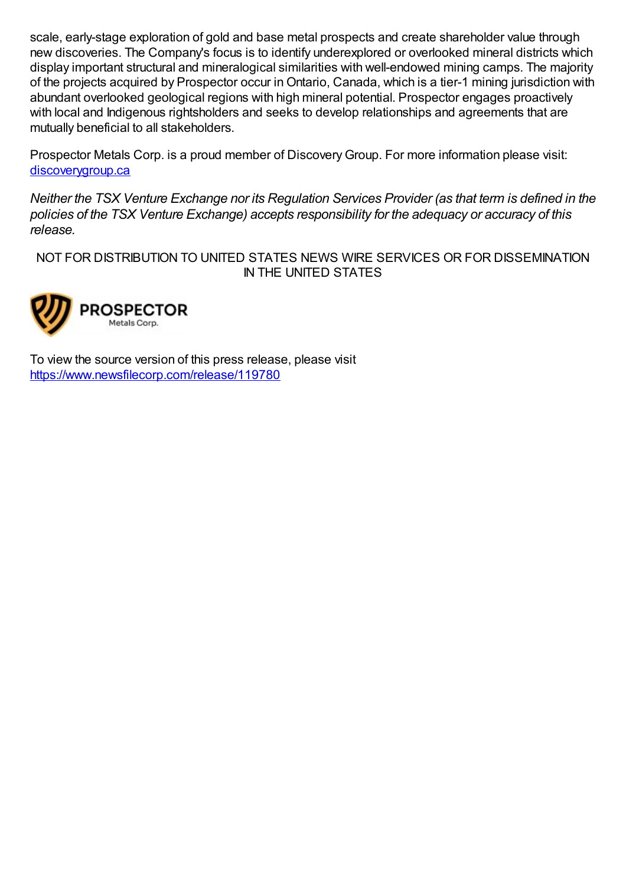scale, early-stage exploration of gold and base metal prospects and create shareholder value through new discoveries. The Company's focus is to identify underexplored or overlooked mineral districts which display important structural and mineralogical similarities with well-endowed mining camps. The majority of the projects acquired by Prospector occur in Ontario, Canada, which is a tier-1 mining jurisdiction with abundant overlooked geological regions with high mineral potential. Prospector engages proactively with local and Indigenous rightsholders and seeks to develop relationships and agreements that are mutually beneficial to all stakeholders.

Prospector Metals Corp. is a proud member of Discovery Group. For more information please visit: [discoverygroup.ca](discoverygroup.ca)

*Neither the TSX Venture Exchange nor its Regulation Services Provider (as that term is defined in the policies of the TSX Venture Exchange) accepts responsibility for the adequacy or accuracy of this release.*

NOT FOR DISTRIBUTION TO UNITED STATES NEWS WIRE SERVICES OR FOR DISSEMINATION IN THE UNITED STATES

PROSPECTOR Metals Corp.

To view the source version of this press release, please visit [https://www.newsfilecorp.com/release/119780](https://www.newsfilecorp.com/release/119780)